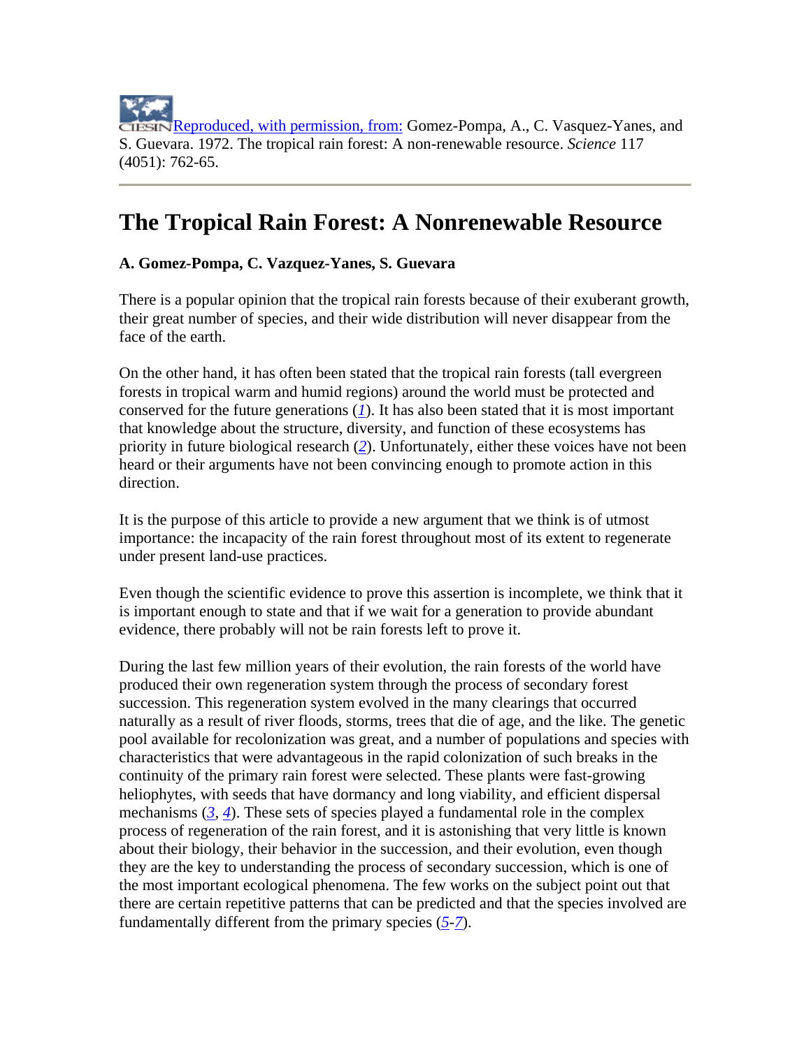CIESIN Reproduced, with permission, from: Gomez-Pompa, A., C. Vasquez-Yanes, and S. Guevara. 1972. The tropical rain forest: A non-renewable resource. *Science* 117 (4051): 762-65.

---

# The Tropical Rain Forest: A Nonrenewable Resource

**A. Gomez-Pompa, C. Vazquez-Yanes, S. Guevara**

There is a popular opinion that the tropical rain forests because of their exuberant growth, their great number of species, and their wide distribution will never disappear from the face of the earth.

On the other hand, it has often been stated that the tropical rain forests (tall evergreen forests in tropical warm and humid regions) around the world must be protected and conserved for the future generations (*1*). It has also been stated that it is most important that knowledge about the structure, diversity, and function of these ecosystems has priority in future biological research (*2*). Unfortunately, either these voices have not been heard or their arguments have not been convincing enough to promote action in this direction.

It is the purpose of this article to provide a new argument that we think is of utmost importance: the incapacity of the rain forest throughout most of its extent to regenerate under present land-use practices.

Even though the scientific evidence to prove this assertion is incomplete, we think that it is important enough to state and that if we wait for a generation to provide abundant evidence, there probably will not be rain forests left to prove it.

During the last few million years of their evolution, the rain forests of the world have produced their own regeneration system through the process of secondary forest succession. This regeneration system evolved in the many clearings that occurred naturally as a result of river floods, storms, trees that die of age, and the like. The genetic pool available for recolonization was great, and a number of populations and species with characteristics that were advantageous in the rapid colonization of such breaks in the continuity of the primary rain forest were selected. These plants were fast-growing heliophytes, with seeds that have dormancy and long viability, and efficient dispersal mechanisms (*3*, *4*). These sets of species played a fundamental role in the complex process of regeneration of the rain forest, and it is astonishing that very little is known about their biology, their behavior in the succession, and their evolution, even though they are the key to understanding the process of secondary succession, which is one of the most important ecological phenomena. The few works on the subject point out that there are certain repetitive patterns that can be predicted and that the species involved are fundamentally different from the primary species (*5*-*7*).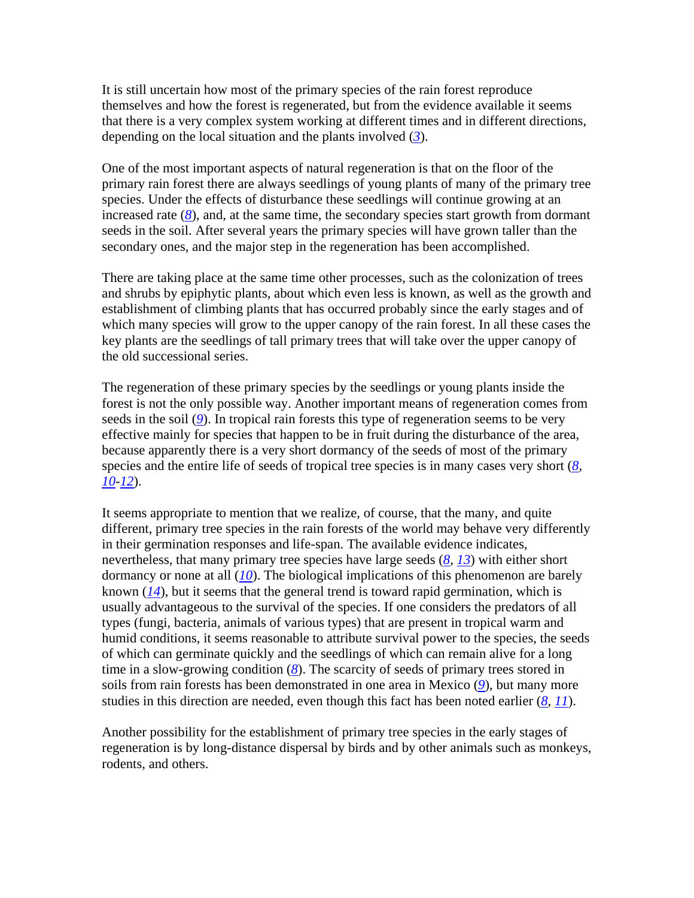It is still uncertain how most of the primary species of the rain forest reproduce themselves and how the forest is regenerated, but from the evidence available it seems that there is a very complex system working at different times and in different directions, depending on the local situation and the plants involved (*3*).

One of the most important aspects of natural regeneration is that on the floor of the primary rain forest there are always seedlings of young plants of many of the primary tree species. Under the effects of disturbance these seedlings will continue growing at an increased rate (*8*), and, at the same time, the secondary species start growth from dormant seeds in the soil. After several years the primary species will have grown taller than the secondary ones, and the major step in the regeneration has been accomplished.

There are taking place at the same time other processes, such as the colonization of trees and shrubs by epiphytic plants, about which even less is known, as well as the growth and establishment of climbing plants that has occurred probably since the early stages and of which many species will grow to the upper canopy of the rain forest. In all these cases the key plants are the seedlings of tall primary trees that will take over the upper canopy of the old successional series.

The regeneration of these primary species by the seedlings or young plants inside the forest is not the only possible way. Another important means of regeneration comes from seeds in the soil (*9*). In tropical rain forests this type of regeneration seems to be very effective mainly for species that happen to be in fruit during the disturbance of the area, because apparently there is a very short dormancy of the seeds of most of the primary species and the entire life of seeds of tropical tree species is in many cases very short (*8*, *10*-*12*).

It seems appropriate to mention that we realize, of course, that the many, and quite different, primary tree species in the rain forests of the world may behave very differently in their germination responses and life-span. The available evidence indicates, nevertheless, that many primary tree species have large seeds (*8*, *13*) with either short dormancy or none at all (*10*). The biological implications of this phenomenon are barely known (*14*), but it seems that the general trend is toward rapid germination, which is usually advantageous to the survival of the species. If one considers the predators of all types (fungi, bacteria, animals of various types) that are present in tropical warm and humid conditions, it seems reasonable to attribute survival power to the species, the seeds of which can germinate quickly and the seedlings of which can remain alive for a long time in a slow-growing condition (*8*). The scarcity of seeds of primary trees stored in soils from rain forests has been demonstrated in one area in Mexico (*9*), but many more studies in this direction are needed, even though this fact has been noted earlier (*8*, *11*).

Another possibility for the establishment of primary tree species in the early stages of regeneration is by long-distance dispersal by birds and by other animals such as monkeys, rodents, and others.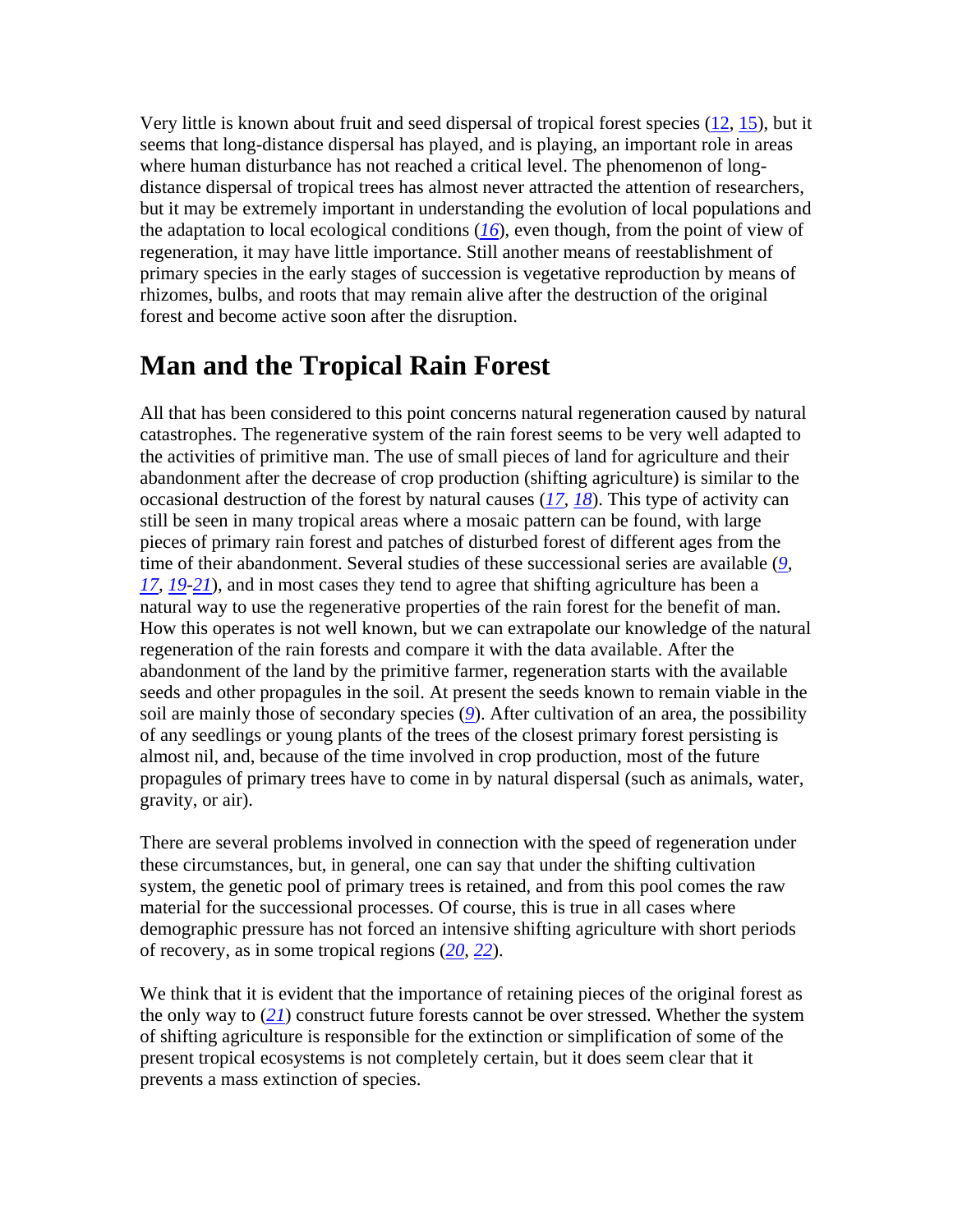Very little is known about fruit and seed dispersal of tropical forest species (12, 15), but it seems that long-distance dispersal has played, and is playing, an important role in areas where human disturbance has not reached a critical level. The phenomenon of long-distance dispersal of tropical trees has almost never attracted the attention of researchers, but it may be extremely important in understanding the evolution of local populations and the adaptation to local ecological conditions (*16*), even though, from the point of view of regeneration, it may have little importance. Still another means of reestablishment of primary species in the early stages of succession is vegetative reproduction by means of rhizomes, bulbs, and roots that may remain alive after the destruction of the original forest and become active soon after the disruption.

## Man and the Tropical Rain Forest

All that has been considered to this point concerns natural regeneration caused by natural catastrophes. The regenerative system of the rain forest seems to be very well adapted to the activities of primitive man. The use of small pieces of land for agriculture and their abandonment after the decrease of crop production (shifting agriculture) is similar to the occasional destruction of the forest by natural causes (*17*, *18*). This type of activity can still be seen in many tropical areas where a mosaic pattern can be found, with large pieces of primary rain forest and patches of disturbed forest of different ages from the time of their abandonment. Several studies of these successional series are available (*9*, *17*, *19*-*21*), and in most cases they tend to agree that shifting agriculture has been a natural way to use the regenerative properties of the rain forest for the benefit of man. How this operates is not well known, but we can extrapolate our knowledge of the natural regeneration of the rain forests and compare it with the data available. After the abandonment of the land by the primitive farmer, regeneration starts with the available seeds and other propagules in the soil. At present the seeds known to remain viable in the soil are mainly those of secondary species (*9*). After cultivation of an area, the possibility of any seedlings or young plants of the trees of the closest primary forest persisting is almost nil, and, because of the time involved in crop production, most of the future propagules of primary trees have to come in by natural dispersal (such as animals, water, gravity, or air).

There are several problems involved in connection with the speed of regeneration under these circumstances, but, in general, one can say that under the shifting cultivation system, the genetic pool of primary trees is retained, and from this pool comes the raw material for the successional processes. Of course, this is true in all cases where demographic pressure has not forced an intensive shifting agriculture with short periods of recovery, as in some tropical regions (*20*, *22*).

We think that it is evident that the importance of retaining pieces of the original forest as the only way to (*21*) construct future forests cannot be over stressed. Whether the system of shifting agriculture is responsible for the extinction or simplification of some of the present tropical ecosystems is not completely certain, but it does seem clear that it prevents a mass extinction of species.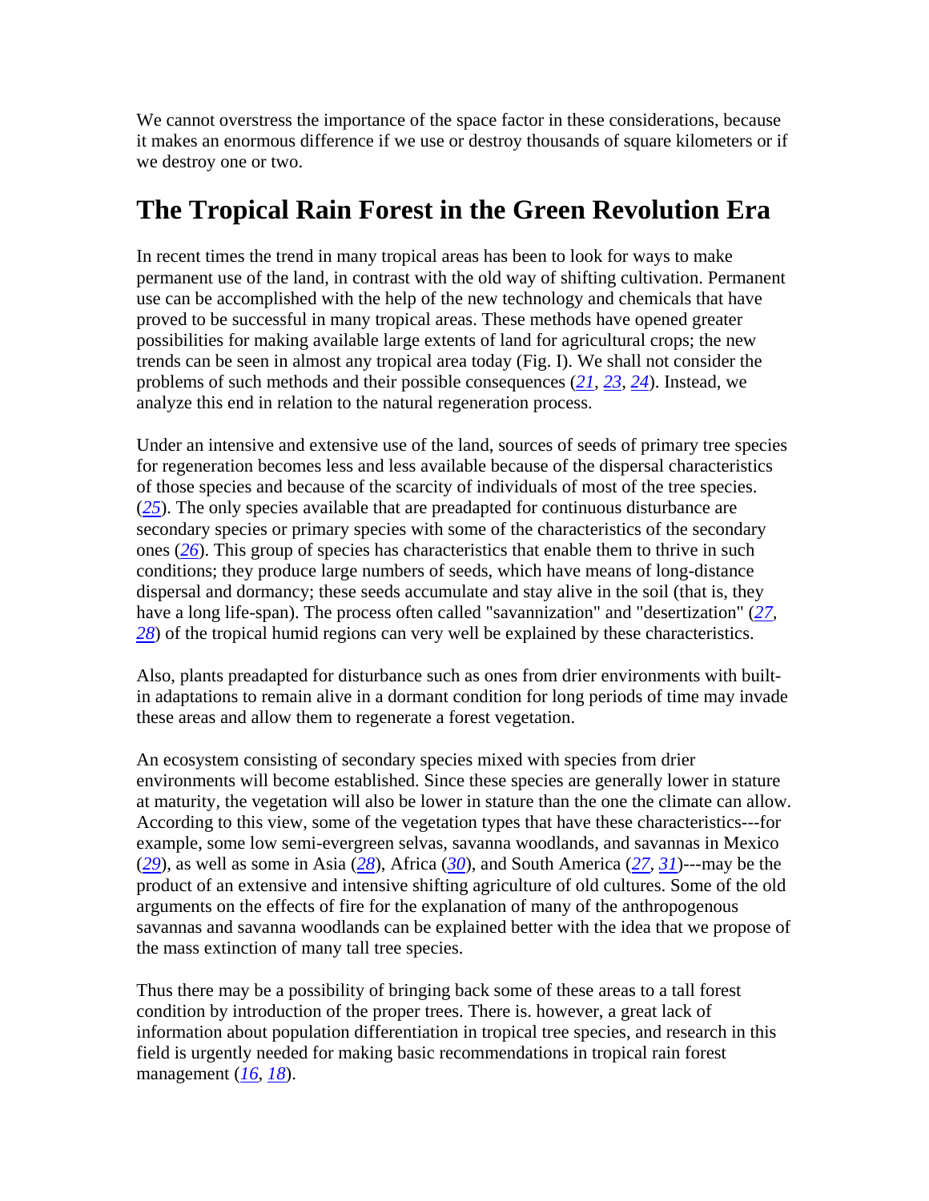We cannot overstress the importance of the space factor in these considerations, because it makes an enormous difference if we use or destroy thousands of square kilometers or if we destroy one or two.

## The Tropical Rain Forest in the Green Revolution Era

In recent times the trend in many tropical areas has been to look for ways to make permanent use of the land, in contrast with the old way of shifting cultivation. Permanent use can be accomplished with the help of the new technology and chemicals that have proved to be successful in many tropical areas. These methods have opened greater possibilities for making available large extents of land for agricultural crops; the new trends can be seen in almost any tropical area today (Fig. I). We shall not consider the problems of such methods and their possible consequences (*21*, *23*, *24*). Instead, we analyze this end in relation to the natural regeneration process.

Under an intensive and extensive use of the land, sources of seeds of primary tree species for regeneration becomes less and less available because of the dispersal characteristics of those species and because of the scarcity of individuals of most of the tree species. (*25*). The only species available that are preadapted for continuous disturbance are secondary species or primary species with some of the characteristics of the secondary ones (*26*). This group of species has characteristics that enable them to thrive in such conditions; they produce large numbers of seeds, which have means of long-distance dispersal and dormancy; these seeds accumulate and stay alive in the soil (that is, they have a long life-span). The process often called "savannization" and "desertization" (*27*, *28*) of the tropical humid regions can very well be explained by these characteristics.

Also, plants preadapted for disturbance such as ones from drier environments with built-in adaptations to remain alive in a dormant condition for long periods of time may invade these areas and allow them to regenerate a forest vegetation.

An ecosystem consisting of secondary species mixed with species from drier environments will become established. Since these species are generally lower in stature at maturity, the vegetation will also be lower in stature than the one the climate can allow. According to this view, some of the vegetation types that have these characteristics---for example, some low semi-evergreen selvas, savanna woodlands, and savannas in Mexico (*29*), as well as some in Asia (*28*), Africa (*30*), and South America (*27*, *31*)---may be the product of an extensive and intensive shifting agriculture of old cultures. Some of the old arguments on the effects of fire for the explanation of many of the anthropogenous savannas and savanna woodlands can be explained better with the idea that we propose of the mass extinction of many tall tree species.

Thus there may be a possibility of bringing back some of these areas to a tall forest condition by introduction of the proper trees. There is. however, a great lack of information about population differentiation in tropical tree species, and research in this field is urgently needed for making basic recommendations in tropical rain forest management (*16*, *18*).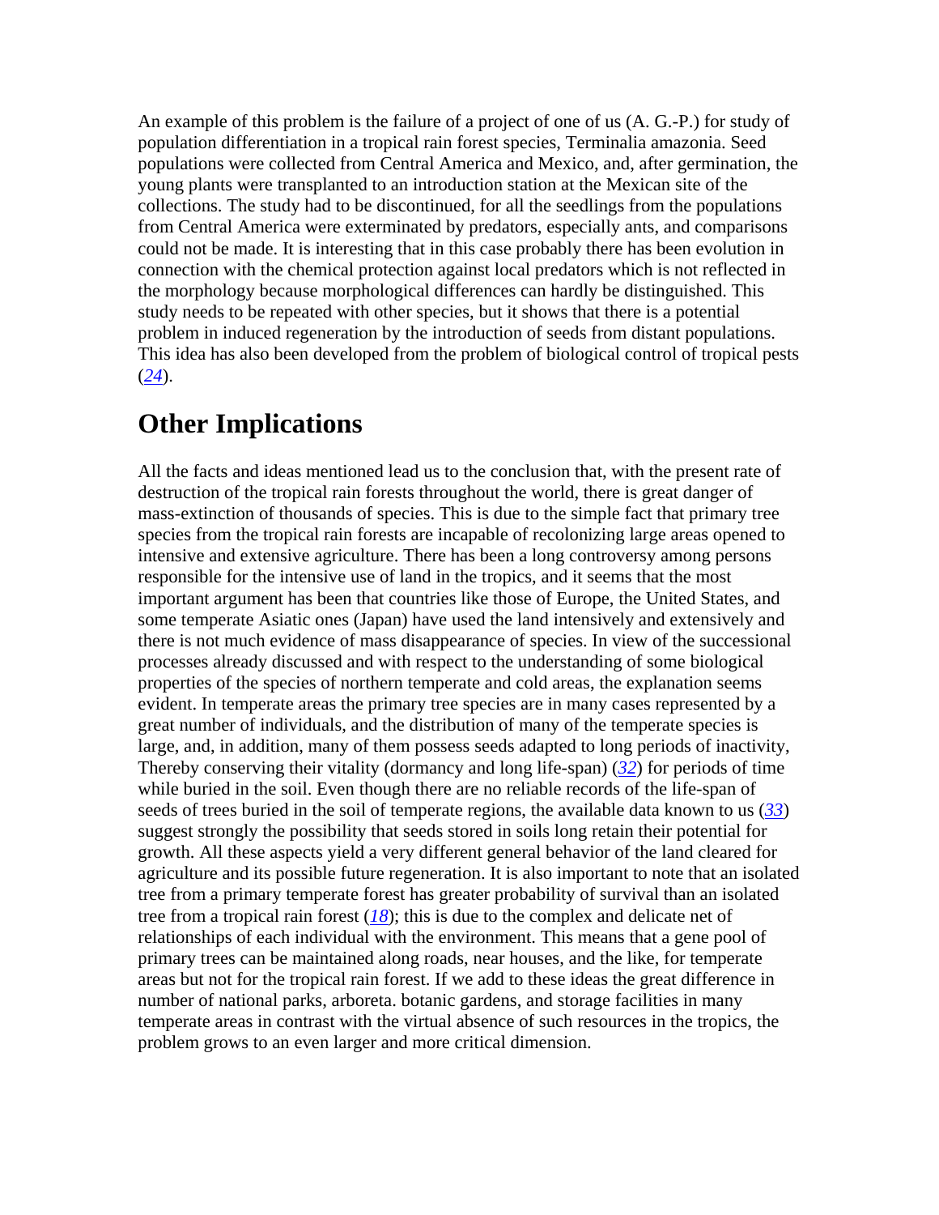An example of this problem is the failure of a project of one of us (A. G.-P.) for study of population differentiation in a tropical rain forest species, Terminalia amazonia. Seed populations were collected from Central America and Mexico, and, after germination, the young plants were transplanted to an introduction station at the Mexican site of the collections. The study had to be discontinued, for all the seedlings from the populations from Central America were exterminated by predators, especially ants, and comparisons could not be made. It is interesting that in this case probably there has been evolution in connection with the chemical protection against local predators which is not reflected in the morphology because morphological differences can hardly be distinguished. This study needs to be repeated with other species, but it shows that there is a potential problem in induced regeneration by the introduction of seeds from distant populations. This idea has also been developed from the problem of biological control of tropical pests (*24*).

## Other Implications

All the facts and ideas mentioned lead us to the conclusion that, with the present rate of destruction of the tropical rain forests throughout the world, there is great danger of mass-extinction of thousands of species. This is due to the simple fact that primary tree species from the tropical rain forests are incapable of recolonizing large areas opened to intensive and extensive agriculture. There has been a long controversy among persons responsible for the intensive use of land in the tropics, and it seems that the most important argument has been that countries like those of Europe, the United States, and some temperate Asiatic ones (Japan) have used the land intensively and extensively and there is not much evidence of mass disappearance of species. In view of the successional processes already discussed and with respect to the understanding of some biological properties of the species of northern temperate and cold areas, the explanation seems evident. In temperate areas the primary tree species are in many cases represented by a great number of individuals, and the distribution of many of the temperate species is large, and, in addition, many of them possess seeds adapted to long periods of inactivity, Thereby conserving their vitality (dormancy and long life-span) (*32*) for periods of time while buried in the soil. Even though there are no reliable records of the life-span of seeds of trees buried in the soil of temperate regions, the available data known to us (*33*) suggest strongly the possibility that seeds stored in soils long retain their potential for growth. All these aspects yield a very different general behavior of the land cleared for agriculture and its possible future regeneration. It is also important to note that an isolated tree from a primary temperate forest has greater probability of survival than an isolated tree from a tropical rain forest (*18*); this is due to the complex and delicate net of relationships of each individual with the environment. This means that a gene pool of primary trees can be maintained along roads, near houses, and the like, for temperate areas but not for the tropical rain forest. If we add to these ideas the great difference in number of national parks, arboreta. botanic gardens, and storage facilities in many temperate areas in contrast with the virtual absence of such resources in the tropics, the problem grows to an even larger and more critical dimension.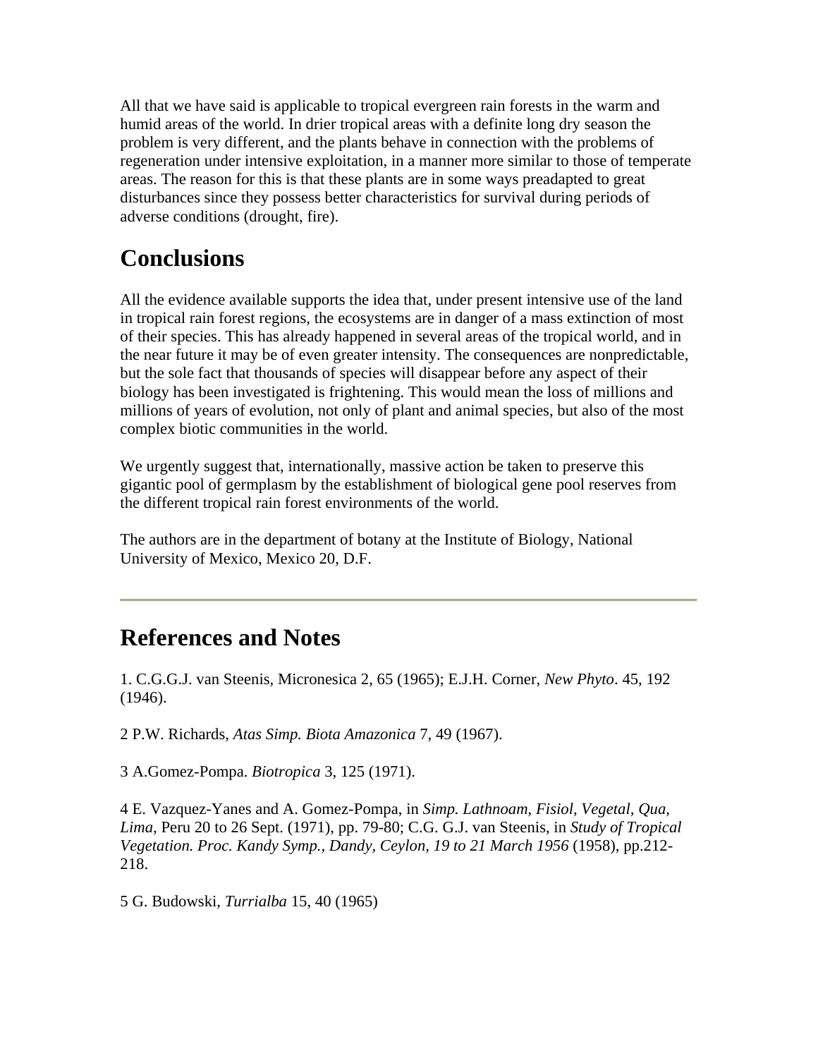All that we have said is applicable to tropical evergreen rain forests in the warm and humid areas of the world. In drier tropical areas with a definite long dry season the problem is very different, and the plants behave in connection with the problems of regeneration under intensive exploitation, in a manner more similar to those of temperate areas. The reason for this is that these plants are in some ways preadapted to great disturbances since they possess better characteristics for survival during periods of adverse conditions (drought, fire).

## Conclusions

All the evidence available supports the idea that, under present intensive use of the land in tropical rain forest regions, the ecosystems are in danger of a mass extinction of most of their species. This has already happened in several areas of the tropical world, and in the near future it may be of even greater intensity. The consequences are nonpredictable, but the sole fact that thousands of species will disappear before any aspect of their biology has been investigated is frightening. This would mean the loss of millions and millions of years of evolution, not only of plant and animal species, but also of the most complex biotic communities in the world.

We urgently suggest that, internationally, massive action be taken to preserve this gigantic pool of germplasm by the establishment of biological gene pool reserves from the different tropical rain forest environments of the world.

The authors are in the department of botany at the Institute of Biology, National University of Mexico, Mexico 20, D.F.

---

## References and Notes

1. C.G.G.J. van Steenis, Micronesica 2, 65 (1965); E.J.H. Corner, *New Phyto*. 45, 192 (1946).

2 P.W. Richards, *Atas Simp. Biota Amazonica* 7, 49 (1967).

3 A.Gomez-Pompa. *Biotropica* 3, 125 (1971).

4 E. Vazquez-Yanes and A. Gomez-Pompa, in *Simp. Lathnoam, Fisiol, Vegetal, Qua, Lima*, Peru 20 to 26 Sept. (1971), pp. 79-80; C.G. G.J. van Steenis, in *Study of Tropical Vegetation. Proc. Kandy Symp., Dandy, Ceylon, 19 to 21 March 1956* (1958), pp.212-218.

5 G. Budowski, *Turrialba* 15, 40 (1965)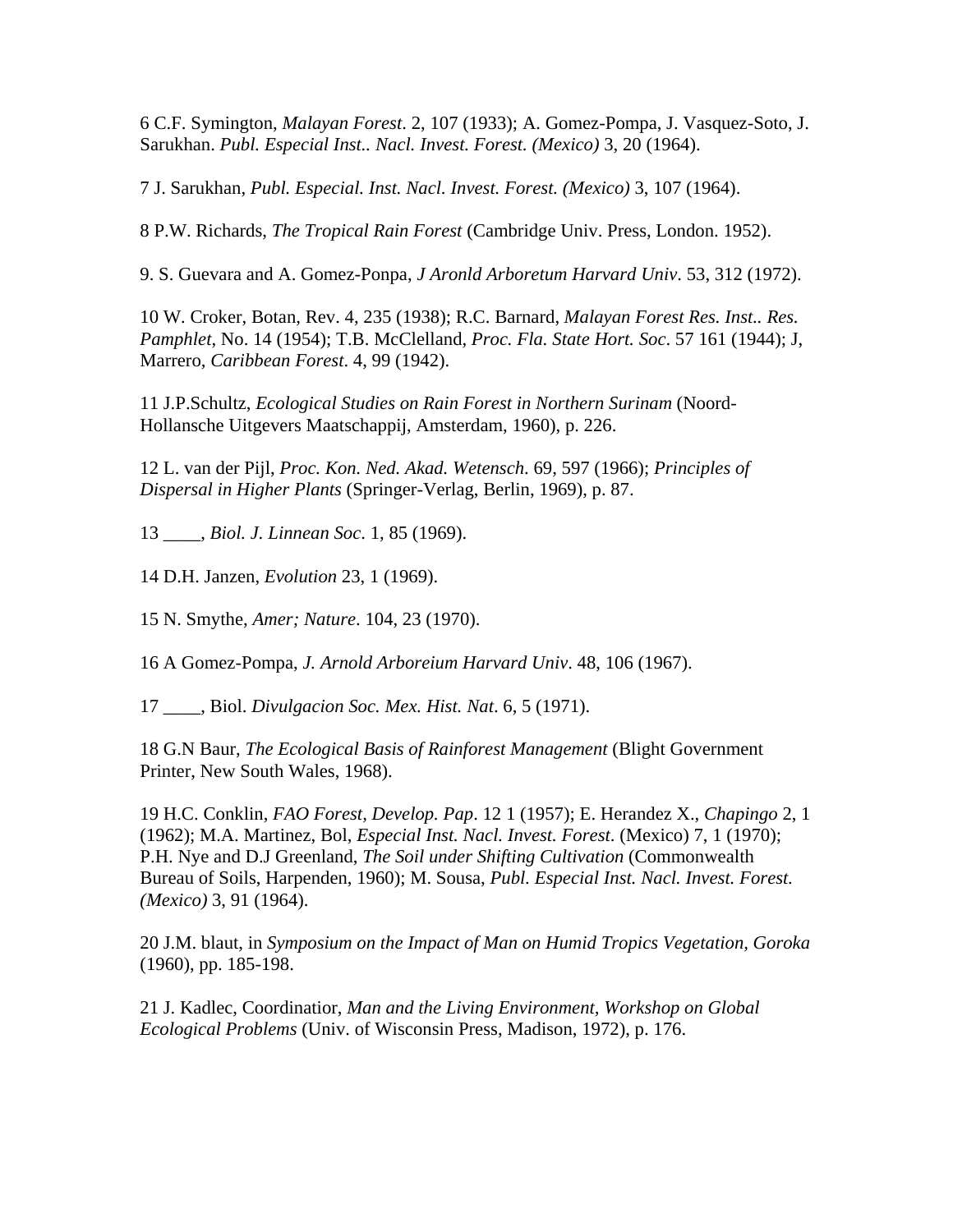6 C.F. Symington, *Malayan Forest*. 2, 107 (1933); A. Gomez-Pompa, J. Vasquez-Soto, J. Sarukhan. *Publ. Especial Inst.. Nacl. Invest. Forest. (Mexico)* 3, 20 (1964).

7 J. Sarukhan, *Publ. Especial. Inst. Nacl. Invest. Forest. (Mexico)* 3, 107 (1964).

8 P.W. Richards, *The Tropical Rain Forest* (Cambridge Univ. Press, London. 1952).

9. S. Guevara and A. Gomez-Ponpa, *J Aronld Arboretum Harvard Univ*. 53, 312 (1972).

10 W. Croker, Botan, Rev. 4, 235 (1938); R.C. Barnard, *Malayan Forest Res. Inst.. Res. Pamphlet*, No. 14 (1954); T.B. McClelland, *Proc. Fla. State Hort. Soc*. 57 161 (1944); J, Marrero, *Caribbean Forest*. 4, 99 (1942).

11 J.P.Schultz, *Ecological Studies on Rain Forest in Northern Surinam* (Noord-Hollansche Uitgevers Maatschappij, Amsterdam, 1960), p. 226.

12 L. van der Pijl, *Proc. Kon. Ned. Akad. Wetensch*. 69, 597 (1966); *Principles of Dispersal in Higher Plants* (Springer-Verlag, Berlin, 1969), p. 87.

13 ____, *Biol. J. Linnean Soc*. 1, 85 (1969).

14 D.H. Janzen, *Evolution* 23, 1 (1969).

15 N. Smythe, *Amer; Nature*. 104, 23 (1970).

16 A Gomez-Pompa, *J. Arnold Arboreium Harvard Univ*. 48, 106 (1967).

17 ____, Biol. *Divulgacion Soc. Mex. Hist. Nat*. 6, 5 (1971).

18 G.N Baur, *The Ecological Basis of Rainforest Management* (Blight Government Printer, New South Wales, 1968).

19 H.C. Conklin, *FAO Forest, Develop. Pap*. 12 1 (1957); E. Herandez X., *Chapingo* 2, 1 (1962); M.A. Martinez, Bol, *Especial Inst. Nacl. Invest. Forest*. (Mexico) 7, 1 (1970); P.H. Nye and D.J Greenland, *The Soil under Shifting Cultivation* (Commonwealth Bureau of Soils, Harpenden, 1960); M. Sousa, *Publ. Especial Inst. Nacl. Invest. Forest. (Mexico)* 3, 91 (1964).

20 J.M. blaut, in *Symposium on the Impact of Man on Humid Tropics Vegetation, Goroka* (1960), pp. 185-198.

21 J. Kadlec, Coordinatior, *Man and the Living Environment, Workshop on Global Ecological Problems* (Univ. of Wisconsin Press, Madison, 1972), p. 176.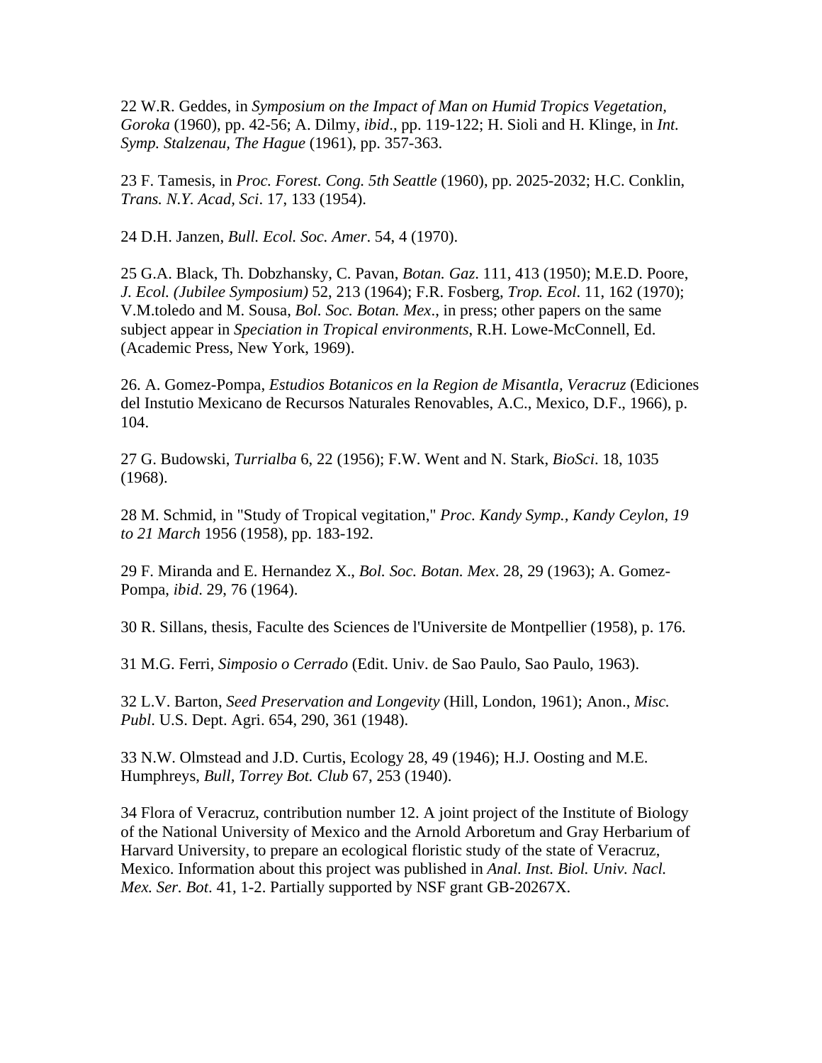22 W.R. Geddes, in *Symposium on the Impact of Man on Humid Tropics Vegetation, Goroka* (1960), pp. 42-56; A. Dilmy, *ibid*., pp. 119-122; H. Sioli and H. Klinge, in *Int. Symp. Stalzenau, The Hague* (1961), pp. 357-363.

23 F. Tamesis, in *Proc. Forest. Cong. 5th Seattle* (1960), pp. 2025-2032; H.C. Conklin, *Trans. N.Y. Acad, Sci*. 17, 133 (1954).

24 D.H. Janzen, *Bull. Ecol. Soc. Amer*. 54, 4 (1970).

25 G.A. Black, Th. Dobzhansky, C. Pavan, *Botan. Gaz*. 111, 413 (1950); M.E.D. Poore, *J. Ecol. (Jubilee Symposium)* 52, 213 (1964); F.R. Fosberg, *Trop. Ecol*. 11, 162 (1970); V.M.toledo and M. Sousa, *Bol. Soc. Botan. Mex*., in press; other papers on the same subject appear in *Speciation in Tropical environments*, R.H. Lowe-McConnell, Ed. (Academic Press, New York, 1969).

26. A. Gomez-Pompa, *Estudios Botanicos en la Region de Misantla, Veracruz* (Ediciones del Instutio Mexicano de Recursos Naturales Renovables, A.C., Mexico, D.F., 1966), p. 104.

27 G. Budowski, *Turrialba* 6, 22 (1956); F.W. Went and N. Stark, *BioSci*. 18, 1035 (1968).

28 M. Schmid, in "Study of Tropical vegitation," *Proc. Kandy Symp., Kandy Ceylon, 19 to 21 March* 1956 (1958), pp. 183-192.

29 F. Miranda and E. Hernandez X., *Bol. Soc. Botan. Mex*. 28, 29 (1963); A. Gomez-Pompa, *ibid*. 29, 76 (1964).

30 R. Sillans, thesis, Faculte des Sciences de l'Universite de Montpellier (1958), p. 176.

31 M.G. Ferri, *Simposio o Cerrado* (Edit. Univ. de Sao Paulo, Sao Paulo, 1963).

32 L.V. Barton, *Seed Preservation and Longevity* (Hill, London, 1961); Anon., *Misc. Publ*. U.S. Dept. Agri. 654, 290, 361 (1948).

33 N.W. Olmstead and J.D. Curtis, Ecology 28, 49 (1946); H.J. Oosting and M.E. Humphreys, *Bull, Torrey Bot. Club* 67, 253 (1940).

34 Flora of Veracruz, contribution number 12. A joint project of the Institute of Biology of the National University of Mexico and the Arnold Arboretum and Gray Herbarium of Harvard University, to prepare an ecological floristic study of the state of Veracruz, Mexico. Information about this project was published in *Anal. Inst. Biol. Univ. Nacl. Mex. Ser. Bot*. 41, 1-2. Partially supported by NSF grant GB-20267X.